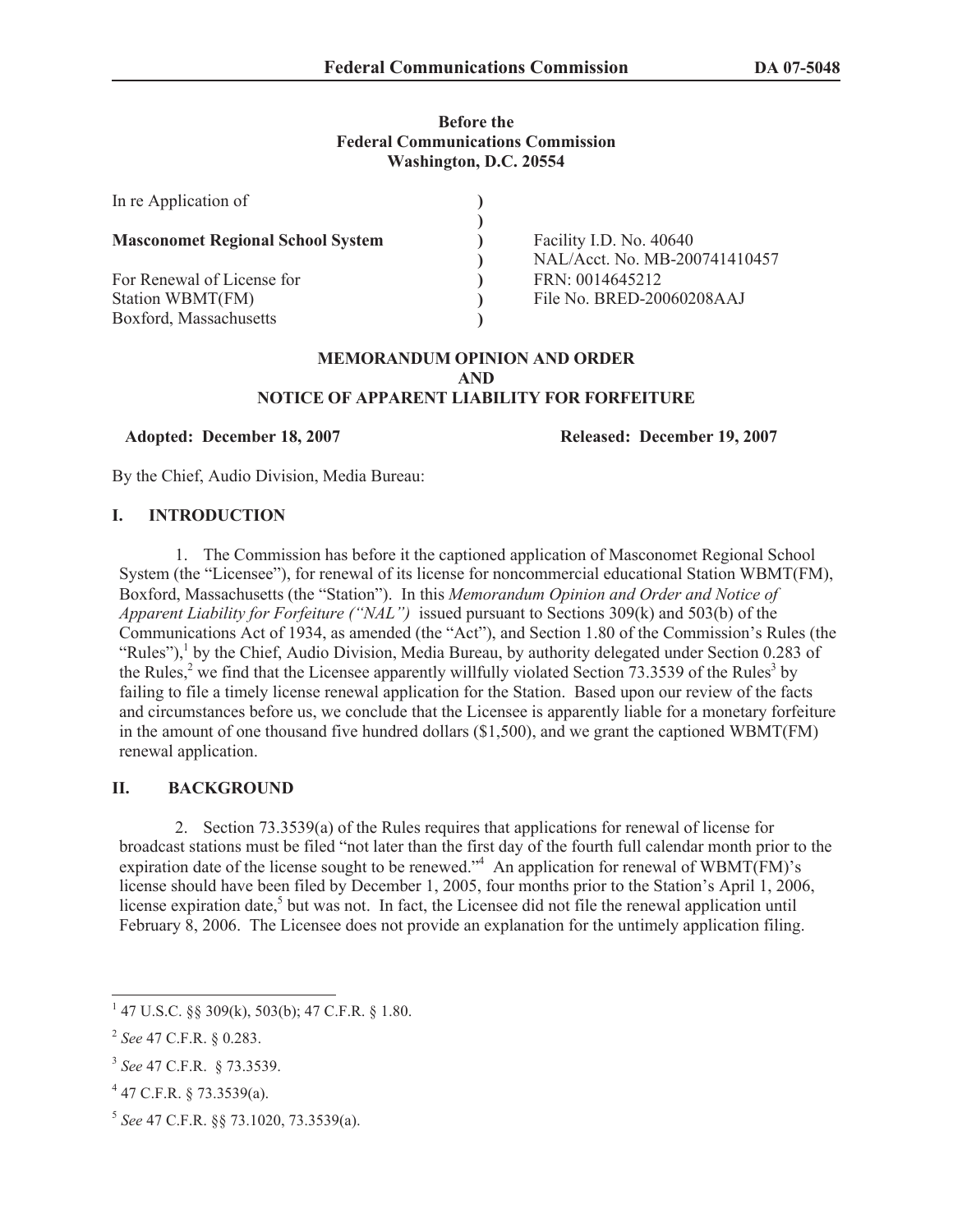**Before the**
**Federal Communications Commission**
**Washington, D.C. 20554**

| | | |
|---|---|---|
| In re Application of | ) | |
| | ) | |
| **Masconomet Regional School System** | ) | Facility I.D. No. 40640 |
| | ) | NAL/Acct. No. MB-200741410457 |
| For Renewal of License for | ) | FRN: 0014645212 |
| Station WBMT(FM) | ) | File No. BRED-20060208AAJ |
| Boxford, Massachusetts | ) | |

**MEMORANDUM OPINION AND ORDER**
**AND**
**NOTICE OF APPARENT LIABILITY FOR FORFEITURE**

**Adopted: December 18, 2007** **Released: December 19, 2007**

By the Chief, Audio Division, Media Bureau:

## I. INTRODUCTION

1. The Commission has before it the captioned application of Masconomet Regional School System (the "Licensee"), for renewal of its license for noncommercial educational Station WBMT(FM), Boxford, Massachusetts (the "Station"). In this *Memorandum Opinion and Order and Notice of Apparent Liability for Forfeiture ("NAL")* issued pursuant to Sections 309(k) and 503(b) of the Communications Act of 1934, as amended (the "Act"), and Section 1.80 of the Commission's Rules (the "Rules"),[1] by the Chief, Audio Division, Media Bureau, by authority delegated under Section 0.283 of the Rules,[2] we find that the Licensee apparently willfully violated Section 73.3539 of the Rules[3] by failing to file a timely license renewal application for the Station. Based upon our review of the facts and circumstances before us, we conclude that the Licensee is apparently liable for a monetary forfeiture in the amount of one thousand five hundred dollars ($1,500), and we grant the captioned WBMT(FM) renewal application.

## II. BACKGROUND

2. Section 73.3539(a) of the Rules requires that applications for renewal of license for broadcast stations must be filed "not later than the first day of the fourth full calendar month prior to the expiration date of the license sought to be renewed."[4] An application for renewal of WBMT(FM)'s license should have been filed by December 1, 2005, four months prior to the Station's April 1, 2006, license expiration date,[5] but was not. In fact, the Licensee did not file the renewal application until February 8, 2006. The Licensee does not provide an explanation for the untimely application filing.

---

[1] 47 U.S.C. §§ 309(k), 503(b); 47 C.F.R. § 1.80.

[2] *See* 47 C.F.R. § 0.283.

[3] *See* 47 C.F.R. § 73.3539.

[4] 47 C.F.R. § 73.3539(a).

[5] *See* 47 C.F.R. §§ 73.1020, 73.3539(a).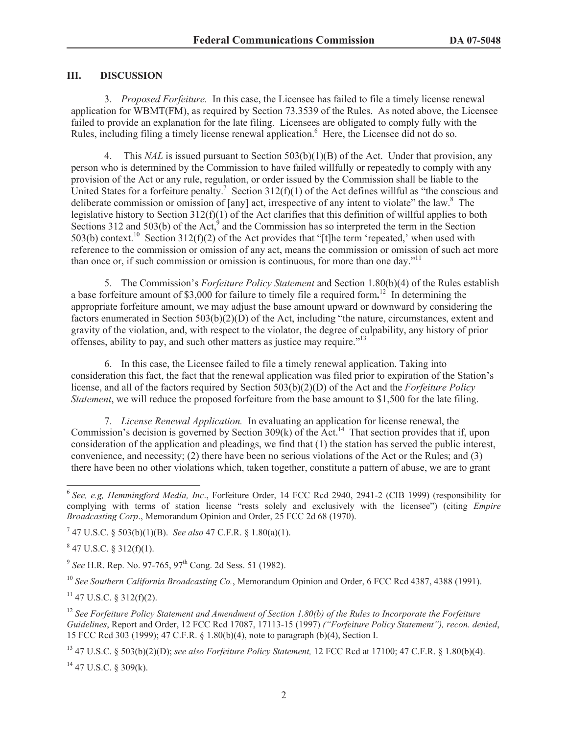## III. DISCUSSION

3. *Proposed Forfeiture.* In this case, the Licensee has failed to file a timely license renewal application for WBMT(FM), as required by Section 73.3539 of the Rules. As noted above, the Licensee failed to provide an explanation for the late filing. Licensees are obligated to comply fully with the Rules, including filing a timely license renewal application.[6] Here, the Licensee did not do so.

4. This *NAL* is issued pursuant to Section 503(b)(1)(B) of the Act. Under that provision, any person who is determined by the Commission to have failed willfully or repeatedly to comply with any provision of the Act or any rule, regulation, or order issued by the Commission shall be liable to the United States for a forfeiture penalty.[7] Section 312(f)(1) of the Act defines willful as "the conscious and deliberate commission or omission of [any] act, irrespective of any intent to violate" the law.[8] The legislative history to Section 312(f)(1) of the Act clarifies that this definition of willful applies to both Sections 312 and 503(b) of the Act,[9] and the Commission has so interpreted the term in the Section 503(b) context.[10] Section 312(f)(2) of the Act provides that "[t]he term 'repeated,' when used with reference to the commission or omission of any act, means the commission or omission of such act more than once or, if such commission or omission is continuous, for more than one day."[11]

5. The Commission's *Forfeiture Policy Statement* and Section 1.80(b)(4) of the Rules establish a base forfeiture amount of $3,000 for failure to timely file a required form**.**[12] In determining the appropriate forfeiture amount, we may adjust the base amount upward or downward by considering the factors enumerated in Section 503(b)(2)(D) of the Act, including "the nature, circumstances, extent and gravity of the violation, and, with respect to the violator, the degree of culpability, any history of prior offenses, ability to pay, and such other matters as justice may require."[13]

6. In this case, the Licensee failed to file a timely renewal application. Taking into consideration this fact, the fact that the renewal application was filed prior to expiration of the Station's license, and all of the factors required by Section 503(b)(2)(D) of the Act and the *Forfeiture Policy Statement*, we will reduce the proposed forfeiture from the base amount to $1,500 for the late filing.

7. *License Renewal Application.* In evaluating an application for license renewal, the Commission's decision is governed by Section 309(k) of the Act.[14] That section provides that if, upon consideration of the application and pleadings, we find that (1) the station has served the public interest, convenience, and necessity; (2) there have been no serious violations of the Act or the Rules; and (3) there have been no other violations which, taken together, constitute a pattern of abuse, we are to grant

---

[6] *See, e.g, Hemmingford Media, Inc*., Forfeiture Order, 14 FCC Rcd 2940, 2941-2 (CIB 1999) (responsibility for complying with terms of station license "rests solely and exclusively with the licensee") (citing *Empire Broadcasting Corp*., Memorandum Opinion and Order, 25 FCC 2d 68 (1970).

[7] 47 U.S.C. § 503(b)(1)(B). *See also* 47 C.F.R. § 1.80(a)(1).

[8] 47 U.S.C. § 312(f)(1).

[9] *See* H.R. Rep. No. 97-765, 97th Cong. 2d Sess. 51 (1982).

[10] *See Southern California Broadcasting Co.*, Memorandum Opinion and Order, 6 FCC Rcd 4387, 4388 (1991).

[11] 47 U.S.C. § 312(f)(2).

[12] *See Forfeiture Policy Statement and Amendment of Section 1.80(b) of the Rules to Incorporate the Forfeiture Guidelines*, Report and Order, 12 FCC Rcd 17087, 17113-15 (1997) *("Forfeiture Policy Statement"), recon. denied*, 15 FCC Rcd 303 (1999); 47 C.F.R. § 1.80(b)(4), note to paragraph (b)(4), Section I.

[13] 47 U.S.C. § 503(b)(2)(D); *see also Forfeiture Policy Statement,* 12 FCC Rcd at 17100; 47 C.F.R. § 1.80(b)(4).

[14] 47 U.S.C. § 309(k).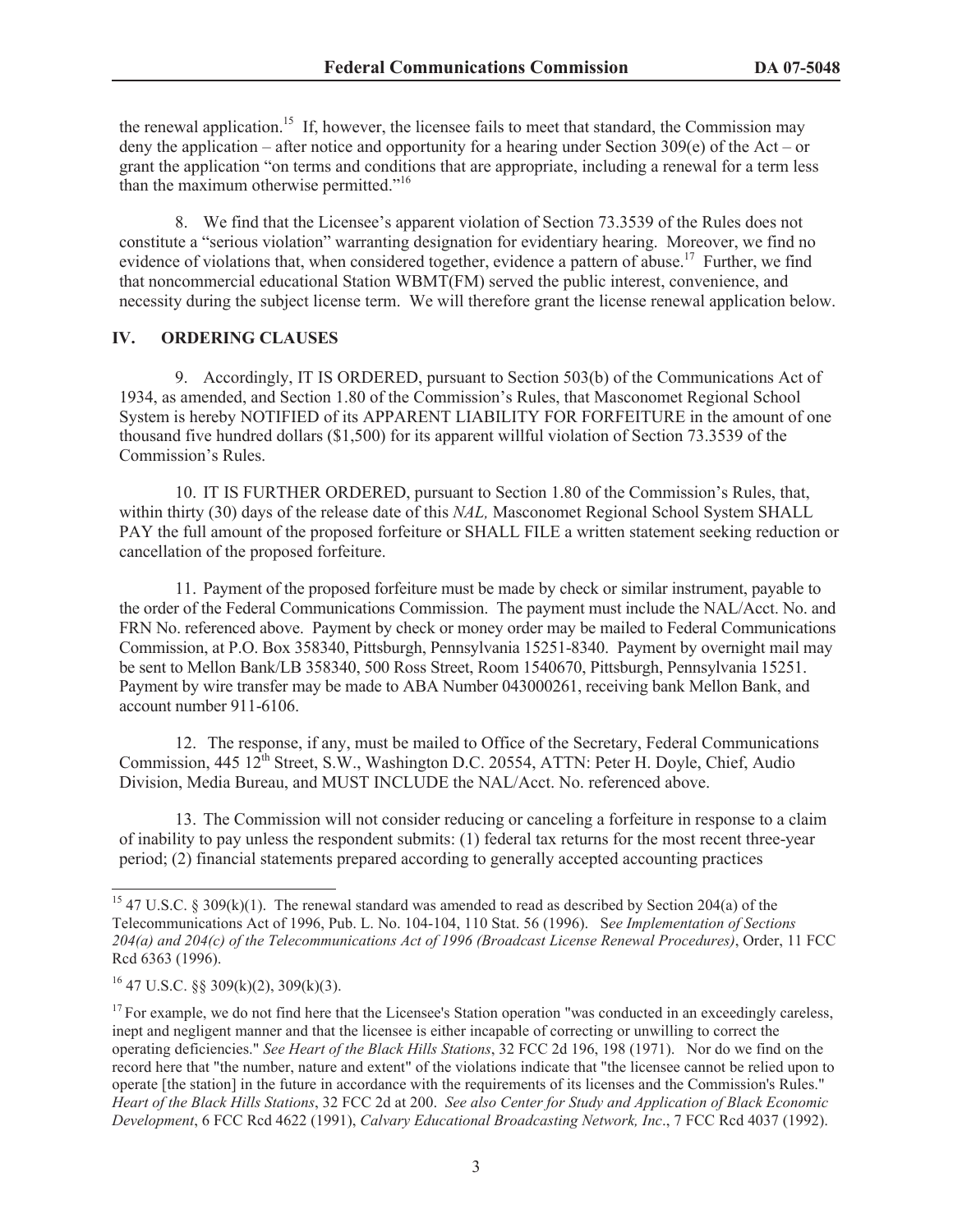the renewal application.[15] If, however, the licensee fails to meet that standard, the Commission may deny the application – after notice and opportunity for a hearing under Section 309(e) of the Act – or grant the application "on terms and conditions that are appropriate, including a renewal for a term less than the maximum otherwise permitted."[16]

8. We find that the Licensee's apparent violation of Section 73.3539 of the Rules does not constitute a "serious violation" warranting designation for evidentiary hearing. Moreover, we find no evidence of violations that, when considered together, evidence a pattern of abuse.[17] Further, we find that noncommercial educational Station WBMT(FM) served the public interest, convenience, and necessity during the subject license term. We will therefore grant the license renewal application below.

## IV. ORDERING CLAUSES

9. Accordingly, IT IS ORDERED, pursuant to Section 503(b) of the Communications Act of 1934, as amended, and Section 1.80 of the Commission's Rules, that Masconomet Regional School System is hereby NOTIFIED of its APPARENT LIABILITY FOR FORFEITURE in the amount of one thousand five hundred dollars ($1,500) for its apparent willful violation of Section 73.3539 of the Commission's Rules.

10. IT IS FURTHER ORDERED, pursuant to Section 1.80 of the Commission's Rules, that, within thirty (30) days of the release date of this *NAL,* Masconomet Regional School System SHALL PAY the full amount of the proposed forfeiture or SHALL FILE a written statement seeking reduction or cancellation of the proposed forfeiture.

11. Payment of the proposed forfeiture must be made by check or similar instrument, payable to the order of the Federal Communications Commission. The payment must include the NAL/Acct. No. and FRN No. referenced above. Payment by check or money order may be mailed to Federal Communications Commission, at P.O. Box 358340, Pittsburgh, Pennsylvania 15251-8340. Payment by overnight mail may be sent to Mellon Bank/LB 358340, 500 Ross Street, Room 1540670, Pittsburgh, Pennsylvania 15251. Payment by wire transfer may be made to ABA Number 043000261, receiving bank Mellon Bank, and account number 911-6106.

12. The response, if any, must be mailed to Office of the Secretary, Federal Communications Commission, 445 12th Street, S.W., Washington D.C. 20554, ATTN: Peter H. Doyle, Chief, Audio Division, Media Bureau, and MUST INCLUDE the NAL/Acct. No. referenced above.

13. The Commission will not consider reducing or canceling a forfeiture in response to a claim of inability to pay unless the respondent submits: (1) federal tax returns for the most recent three-year period; (2) financial statements prepared according to generally accepted accounting practices

---

[15] 47 U.S.C. § 309(k)(1). The renewal standard was amended to read as described by Section 204(a) of the Telecommunications Act of 1996, Pub. L. No. 104-104, 110 Stat. 56 (1996). S*ee Implementation of Sections 204(a) and 204(c) of the Telecommunications Act of 1996 (Broadcast License Renewal Procedures)*, Order, 11 FCC Rcd 6363 (1996).

[16] 47 U.S.C. §§ 309(k)(2), 309(k)(3).

[17] For example, we do not find here that the Licensee's Station operation "was conducted in an exceedingly careless, inept and negligent manner and that the licensee is either incapable of correcting or unwilling to correct the operating deficiencies." *See Heart of the Black Hills Stations*, 32 FCC 2d 196, 198 (1971). Nor do we find on the record here that "the number, nature and extent" of the violations indicate that "the licensee cannot be relied upon to operate [the station] in the future in accordance with the requirements of its licenses and the Commission's Rules." *Heart of the Black Hills Stations*, 32 FCC 2d at 200. *See also Center for Study and Application of Black Economic Development*, 6 FCC Rcd 4622 (1991), *Calvary Educational Broadcasting Network, Inc*., 7 FCC Rcd 4037 (1992).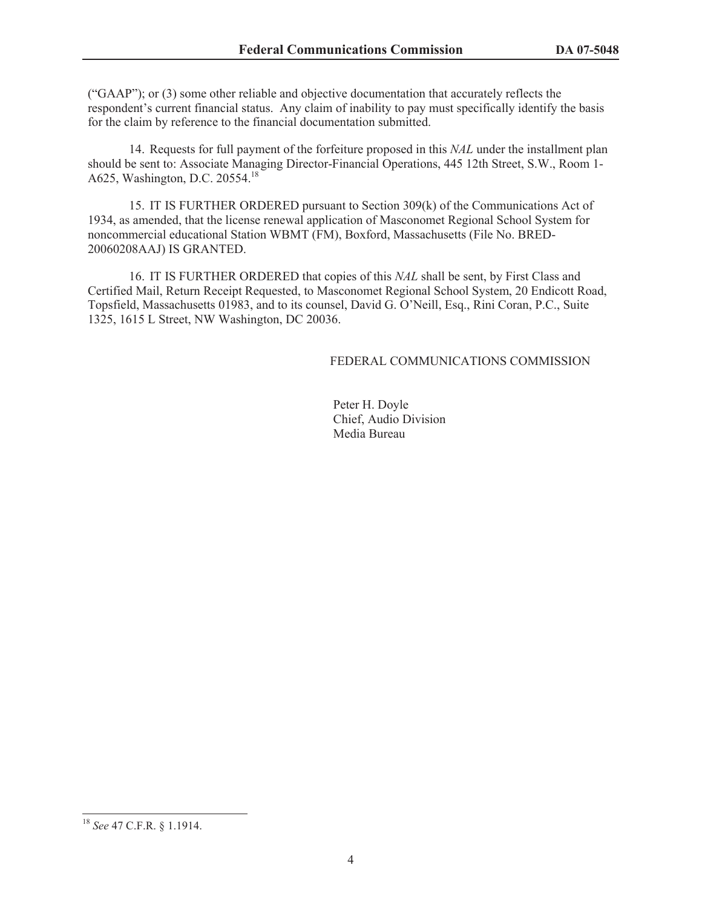("GAAP"); or (3) some other reliable and objective documentation that accurately reflects the respondent's current financial status. Any claim of inability to pay must specifically identify the basis for the claim by reference to the financial documentation submitted.

14. Requests for full payment of the forfeiture proposed in this *NAL* under the installment plan should be sent to: Associate Managing Director-Financial Operations, 445 12th Street, S.W., Room 1-A625, Washington, D.C. 20554.[18]

15. IT IS FURTHER ORDERED pursuant to Section 309(k) of the Communications Act of 1934, as amended, that the license renewal application of Masconomet Regional School System for noncommercial educational Station WBMT (FM), Boxford, Massachusetts (File No. BRED-20060208AAJ) IS GRANTED.

16. IT IS FURTHER ORDERED that copies of this *NAL* shall be sent, by First Class and Certified Mail, Return Receipt Requested, to Masconomet Regional School System, 20 Endicott Road, Topsfield, Massachusetts 01983, and to its counsel, David G. O'Neill, Esq., Rini Coran, P.C., Suite 1325, 1615 L Street, NW Washington, DC 20036.

FEDERAL COMMUNICATIONS COMMISSION

Peter H. Doyle
Chief, Audio Division
Media Bureau

---

[18] *See* 47 C.F.R. § 1.1914.